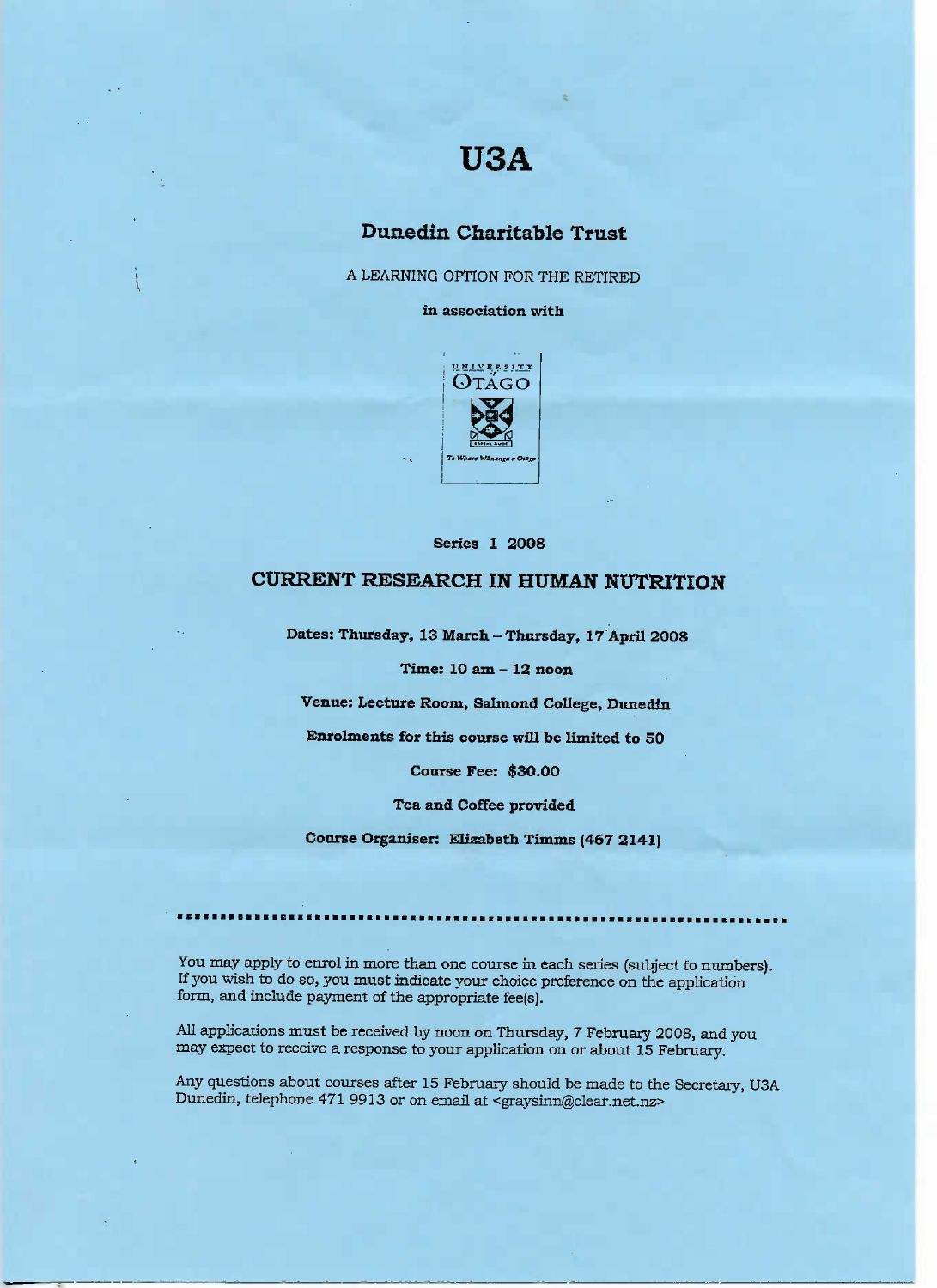# U3A

## Dunedin Charitable Trust

A LEARNING OPTION FOR THE RETIRED

**in association with**

UNIVERSITY OTAGO

*Te Whare Wānanga o Otāgo*

**Series 1 2008**

## CURRENT RESEARCH IN HUMAN NUTRITION

**Dates: Thursday, 13 March – Thursday, 17 April 2008**

**Time: 10 am – 12 noon**

**Venue: Lecture Room, Salmond College, Dunedin**

**Enrolments for this course will be limited to 50**

**Course Fee: $30.00**

**Tea and Coffee provided**

**Course Organiser: Elizabeth Timms (467 2141)**

---

You may apply to enrol in more than one course in each series (subject to numbers). If you wish to do so, you must indicate your choice preference on the application form, and include payment of the appropriate fee(s).

All applications must be received by noon on Thursday, 7 February 2008, and you may expect to receive a response to your application on or about 15 February.

Any questions about courses after 15 February should be made to the Secretary, U3A Dunedin, telephone 471 9913 or on email at <graysinn@clear.net.nz>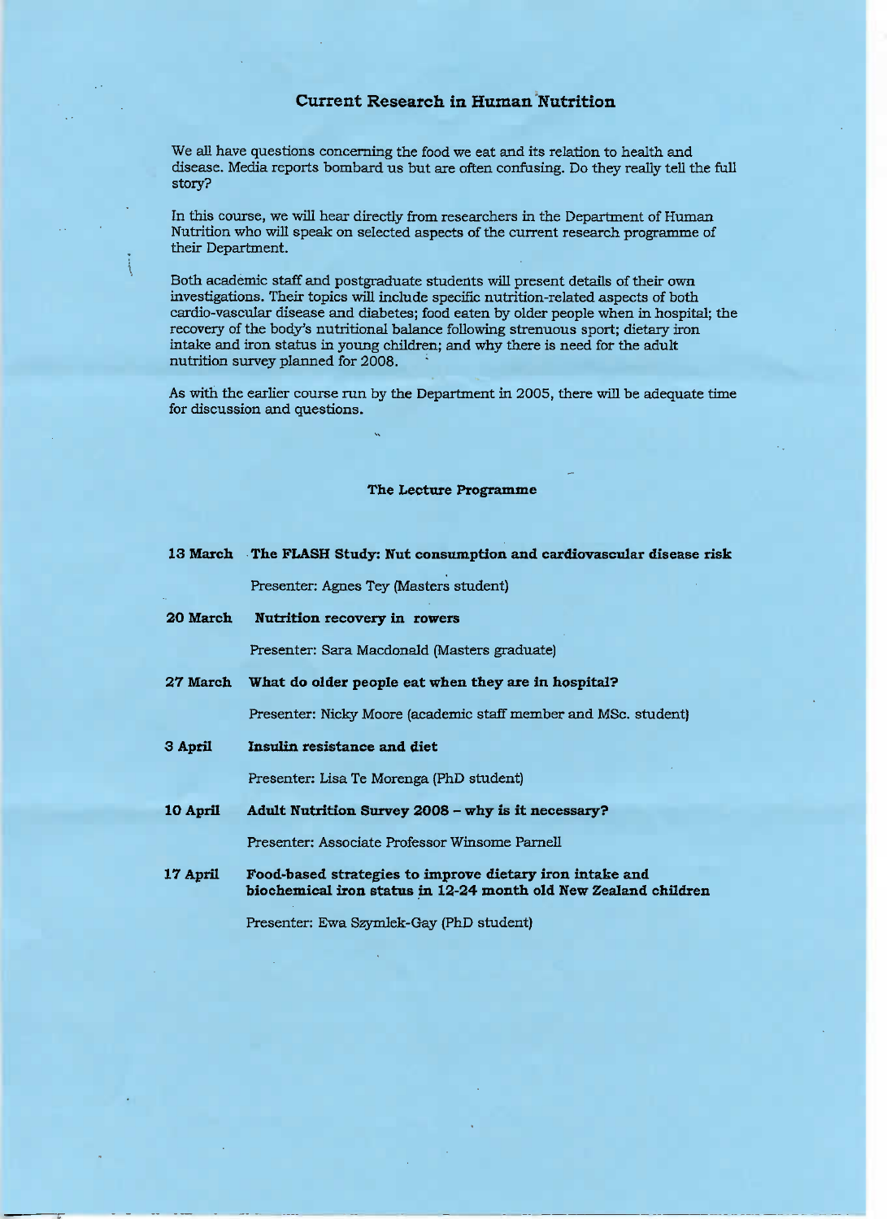# Current Research in Human Nutrition

We all have questions concerning the food we eat and its relation to health and disease. Media reports bombard us but are often confusing. Do they really tell the full story?

In this course, we will hear directly from researchers in the Department of Human Nutrition who will speak on selected aspects of the current research programme of their Department.

Both academic staff and postgraduate students will present details of their own investigations. Their topics will include specific nutrition-related aspects of both cardio-vascular disease and diabetes; food eaten by older people when in hospital; the recovery of the body's nutritional balance following strenuous sport; dietary iron intake and iron status in young children; and why there is need for the adult nutrition survey planned for 2008.

As with the earlier course run by the Department in 2005, there will be adequate time for discussion and questions.

## The Lecture Programme

**13 March** **The FLASH Study: Nut consumption and cardiovascular disease risk**

Presenter: Agnes Tey (Masters student)

**20 March** **Nutrition recovery in rowers**

Presenter: Sara Macdonald (Masters graduate)

**27 March** **What do older people eat when they are in hospital?**

Presenter: Nicky Moore (academic staff member and MSc. student)

**3 April** **Insulin resistance and diet**

Presenter: Lisa Te Morenga (PhD student)

**10 April** **Adult Nutrition Survey 2008 – why is it necessary?**

Presenter: Associate Professor Winsome Parnell

**17 April** **Food-based strategies to improve dietary iron intake and biochemical iron status in 12-24 month old New Zealand children**

Presenter: Ewa Szymlek-Gay (PhD student)